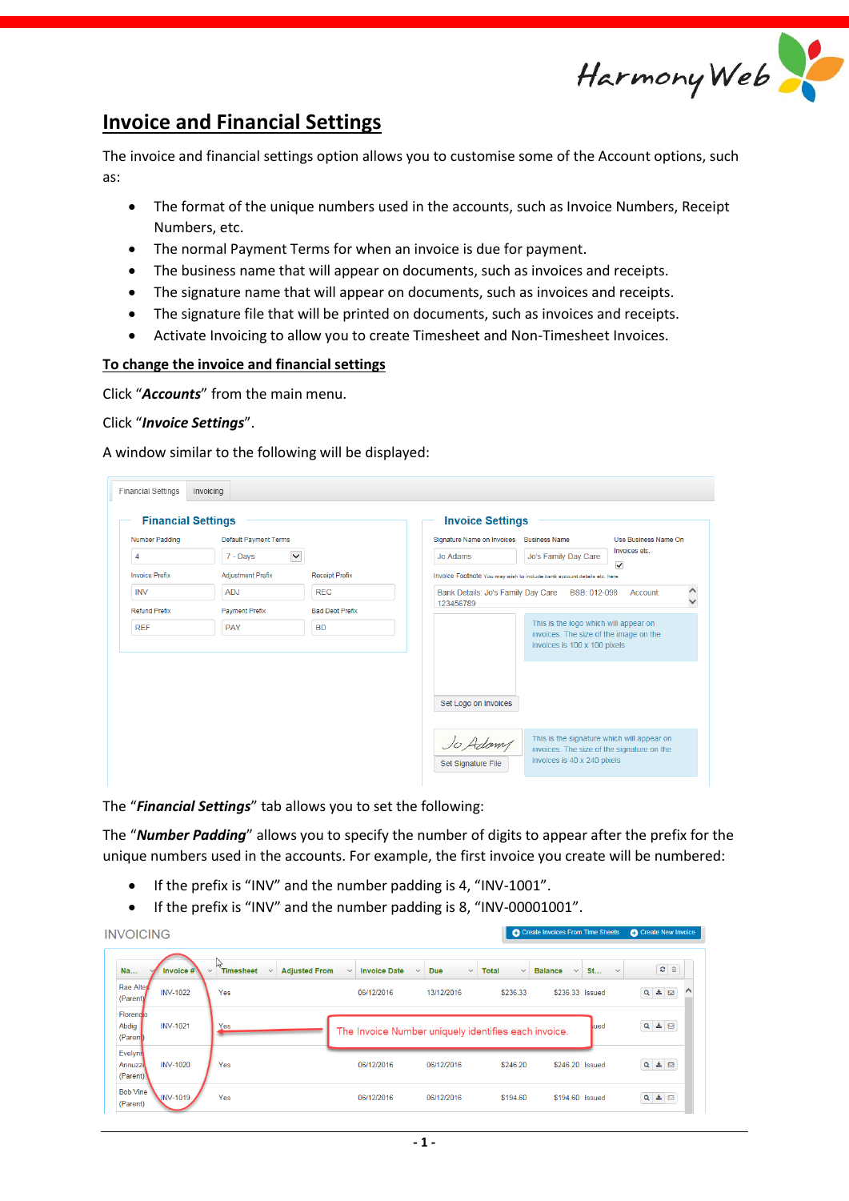# Invoice and Financial Settings

The invoice and financial settings option allows you to customise some of the Account options, such as:

- The format of the unique numbers used in the accounts, such as Invoice Numbers, Receipt Numbers, etc.
- The normal Payment Terms for when an invoice is due for payment.
- The business name that will appear on documents, such as invoices and receipts.
- The signature name that will appear on documents, such as invoices and receipts.
- The signature file that will be printed on documents, such as invoices and receipts.
- Activate Invoicing to allow you to create Timesheet and Non-Timesheet Invoices.

## To change the invoice and financial settings

Click "***Accounts***" from the main menu.

Click "***Invoice Settings***".

A window similar to the following will be displayed:

The "***Financial Settings***" tab allows you to set the following:

The "***Number Padding***" allows you to specify the number of digits to appear after the prefix for the unique numbers used in the accounts. For example, the first invoice you create will be numbered:

- If the prefix is "INV" and the number padding is 4, "INV-1001".
- If the prefix is "INV" and the number padding is 8, "INV-00001001".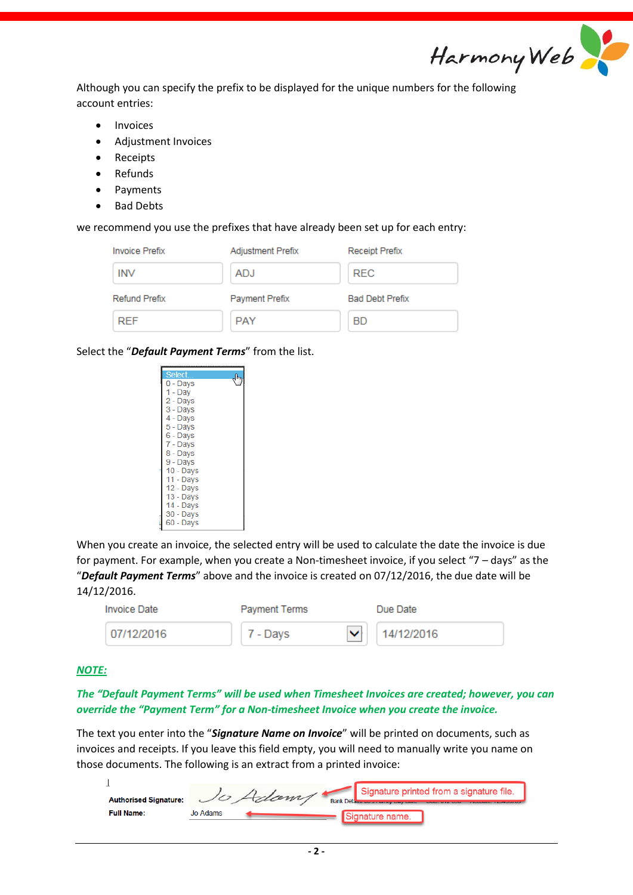Although you can specify the prefix to be displayed for the unique numbers for the following account entries:

- Invoices
- Adjustment Invoices
- Receipts
- Refunds
- Payments
- Bad Debts

we recommend you use the prefixes that have already been set up for each entry:

| Invoice Prefix | Adjustment Prefix | Receipt Prefix |
|---|---|---|
| INV | ADJ | REC |
| **Refund Prefix** | **Payment Prefix** | **Bad Debt Prefix** |
| REF | PAY | BD |

Select the "***Default Payment Terms***" from the list.

- Select
- 0 - Days
- 1 - Day
- 2 - Days
- 3 - Days
- 4 - Days
- 5 - Days
- 6 - Days
- 7 - Days
- 8 - Days
- 9 - Days
- 10 - Days
- 11 - Days
- 12 - Days
- 13 - Days
- 14 - Days
- 30 - Days
- 60 - Days

When you create an invoice, the selected entry will be used to calculate the date the invoice is due for payment. For example, when you create a Non-timesheet invoice, if you select "7 – days" as the "***Default Payment Terms***" above and the invoice is created on 07/12/2016, the due date will be 14/12/2016.

| Invoice Date | Payment Terms | Due Date |
|---|---|---|
| 07/12/2016 | 7 - Days | 14/12/2016 |

***NOTE:***

***The "Default Payment Terms" will be used when Timesheet Invoices are created; however, you can override the "Payment Term" for a Non-timesheet Invoice when you create the invoice.***

The text you enter into the "***Signature Name on Invoice***" will be printed on documents, such as invoices and receipts. If you leave this field empty, you will need to manually write you name on those documents. The following is an extract from a printed invoice:

**Authorised Signature:** Jo Adams — Signature printed from a signature file.

**Full Name:** Jo Adams — Signature name.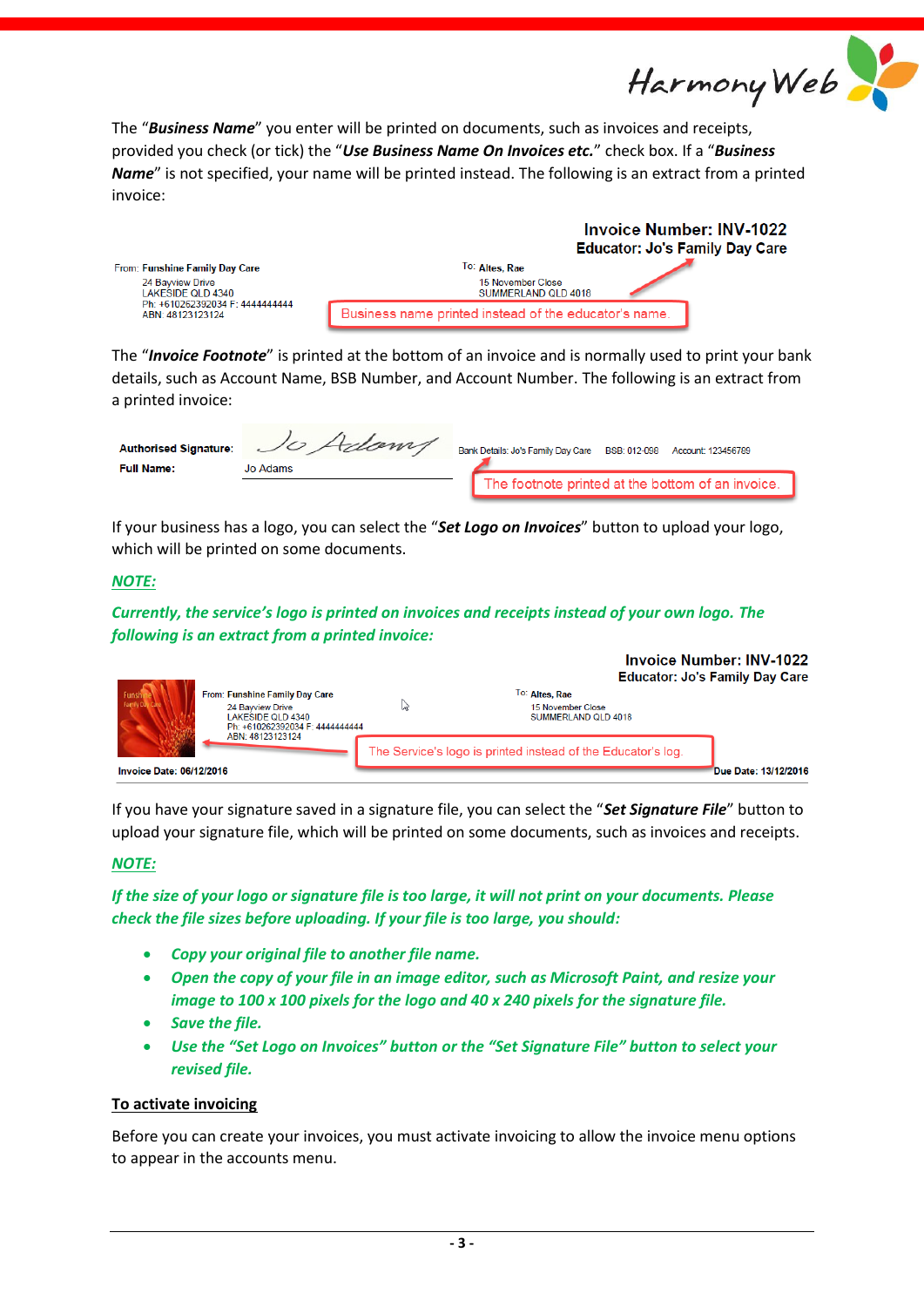The "***Business Name***" you enter will be printed on documents, such as invoices and receipts, provided you check (or tick) the "***Use Business Name On Invoices etc.***" check box. If a "***Business Name***" is not specified, your name will be printed instead. The following is an extract from a printed invoice:

**Invoice Number: INV-1022**
**Educator: Jo's Family Day Care**

From: **Funshine Family Day Care**
24 Bayview Drive
LAKESIDE QLD 4340
Ph: +610262392034 F: 4444444444
ABN: 48123123124

To: **Altes, Rae**
15 November Close
SUMMERLAND QLD 4018

Business name printed instead of the educator's name.

The "***Invoice Footnote***" is printed at the bottom of an invoice and is normally used to print your bank details, such as Account Name, BSB Number, and Account Number. The following is an extract from a printed invoice:

**Authorised Signature:** Jo Adams
**Full Name:** Jo Adams

Bank Details: Jo's Family Day Care BSB: 012-098 Account: 123456789

The footnote printed at the bottom of an invoice.

If your business has a logo, you can select the "***Set Logo on Invoices***" button to upload your logo, which will be printed on some documents.

***NOTE:***

***Currently, the service's logo is printed on invoices and receipts instead of your own logo. The following is an extract from a printed invoice:***

**Invoice Number: INV-1022**
**Educator: Jo's Family Day Care**

From: **Funshine Family Day Care**
24 Bayview Drive
LAKESIDE QLD 4340
Ph: +610262392034 F: 4444444444
ABN: 48123123124

To: **Altes, Rae**
15 November Close
SUMMERLAND QLD 4018

The Service's logo is printed instead of the Educator's log.

**Invoice Date: 06/12/2016** **Due Date: 13/12/2016**

If you have your signature saved in a signature file, you can select the "***Set Signature File***" button to upload your signature file, which will be printed on some documents, such as invoices and receipts.

***NOTE:***

***If the size of your logo or signature file is too large, it will not print on your documents. Please check the file sizes before uploading. If your file is too large, you should:***

- ***Copy your original file to another file name.***
- ***Open the copy of your file in an image editor, such as Microsoft Paint, and resize your image to 100 x 100 pixels for the logo and 40 x 240 pixels for the signature file.***
- ***Save the file.***
- ***Use the "Set Logo on Invoices" button or the "Set Signature File" button to select your revised file.***

**To activate invoicing**

Before you can create your invoices, you must activate invoicing to allow the invoice menu options to appear in the accounts menu.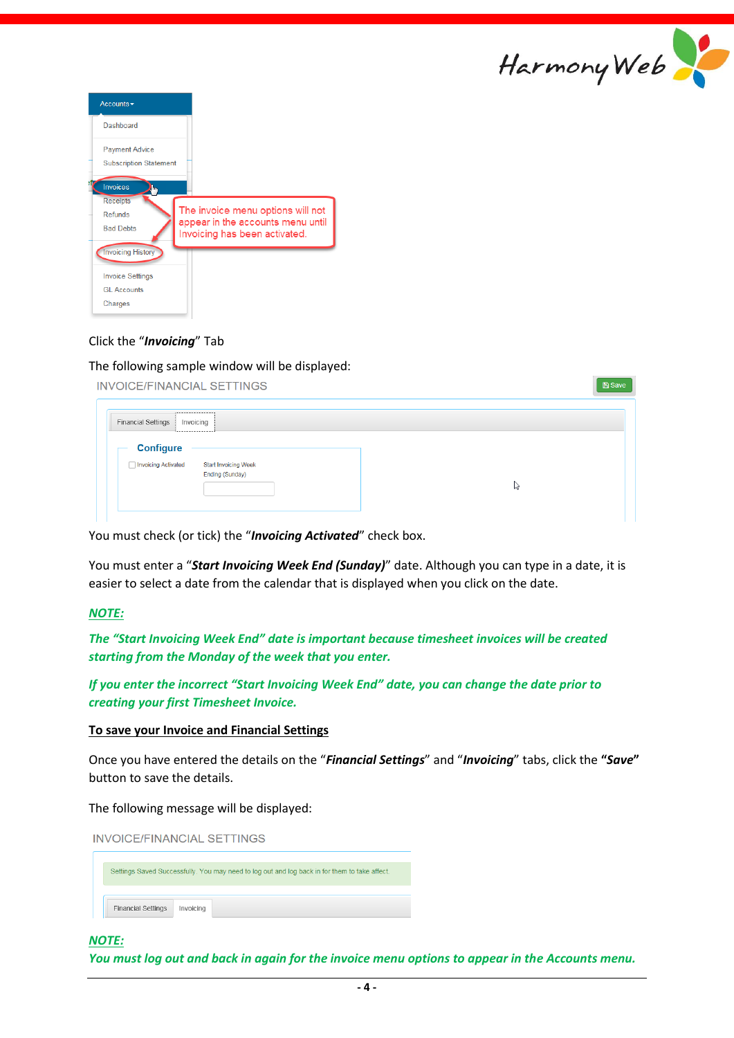Click the "***Invoicing***" Tab

The following sample window will be displayed:

You must check (or tick) the "***Invoicing Activated***" check box.

You must enter a "***Start Invoicing Week End (Sunday)***" date. Although you can type in a date, it is easier to select a date from the calendar that is displayed when you click on the date.

***NOTE:***

***The "Start Invoicing Week End" date is important because timesheet invoices will be created starting from the Monday of the week that you enter.***

***If you enter the incorrect "Start Invoicing Week End" date, you can change the date prior to creating your first Timesheet Invoice.***

**To save your Invoice and Financial Settings**

Once you have entered the details on the "***Financial Settings***" and "***Invoicing***" tabs, click the ***"Save"*** button to save the details.

The following message will be displayed:

***NOTE:***

***You must log out and back in again for the invoice menu options to appear in the Accounts menu.***